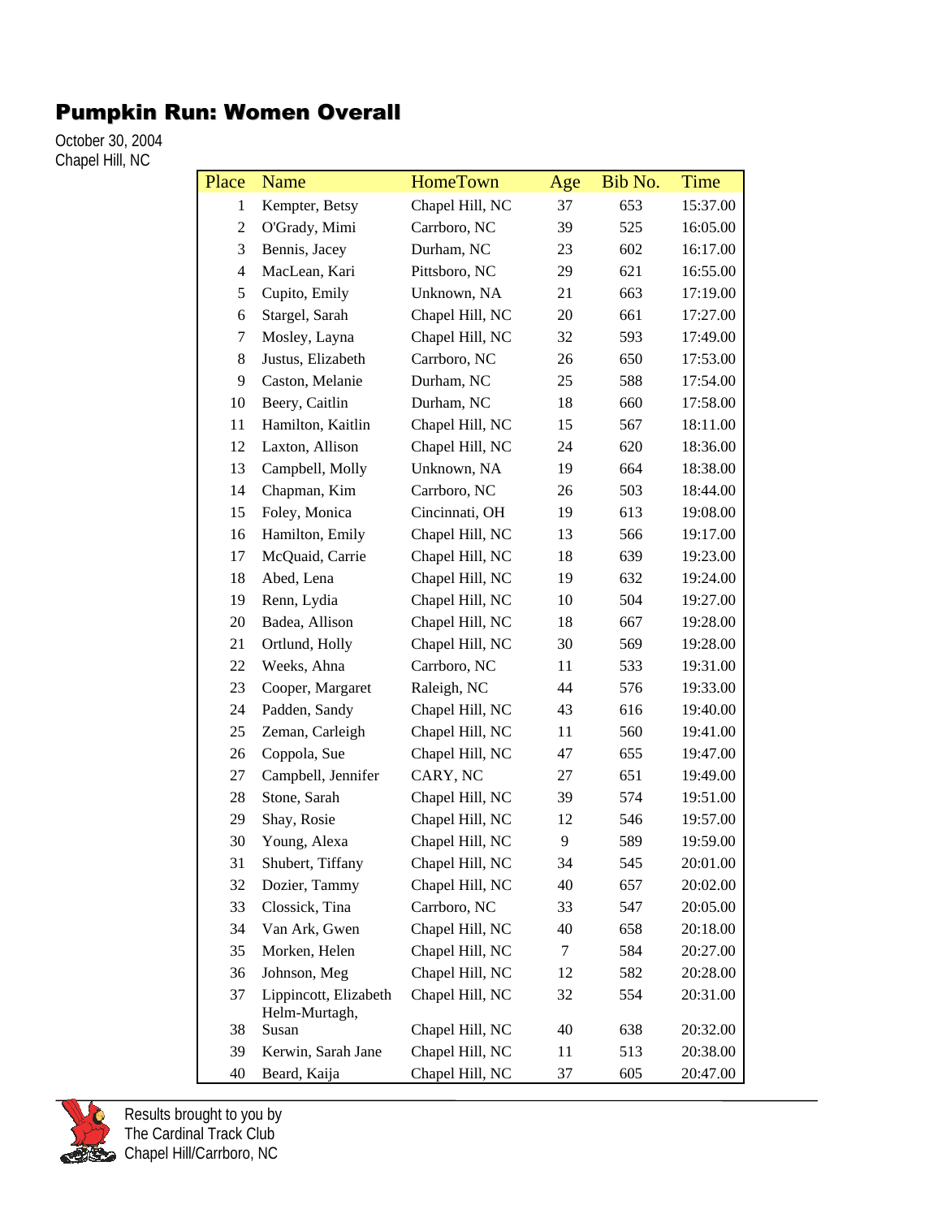# Pumpkin Run: Women Overall

October 30, 2004
Chapel Hill, NC

| Place | Name | HomeTown | Age | Bib No. | Time |
|---|---|---|---|---|---|
| 1 | Kempter, Betsy | Chapel Hill, NC | 37 | 653 | 15:37.00 |
| 2 | O'Grady, Mimi | Carrboro, NC | 39 | 525 | 16:05.00 |
| 3 | Bennis, Jacey | Durham, NC | 23 | 602 | 16:17.00 |
| 4 | MacLean, Kari | Pittsboro, NC | 29 | 621 | 16:55.00 |
| 5 | Cupito, Emily | Unknown, NA | 21 | 663 | 17:19.00 |
| 6 | Stargel, Sarah | Chapel Hill, NC | 20 | 661 | 17:27.00 |
| 7 | Mosley, Layna | Chapel Hill, NC | 32 | 593 | 17:49.00 |
| 8 | Justus, Elizabeth | Carrboro, NC | 26 | 650 | 17:53.00 |
| 9 | Caston, Melanie | Durham, NC | 25 | 588 | 17:54.00 |
| 10 | Beery, Caitlin | Durham, NC | 18 | 660 | 17:58.00 |
| 11 | Hamilton, Kaitlin | Chapel Hill, NC | 15 | 567 | 18:11.00 |
| 12 | Laxton, Allison | Chapel Hill, NC | 24 | 620 | 18:36.00 |
| 13 | Campbell, Molly | Unknown, NA | 19 | 664 | 18:38.00 |
| 14 | Chapman, Kim | Carrboro, NC | 26 | 503 | 18:44.00 |
| 15 | Foley, Monica | Cincinnati, OH | 19 | 613 | 19:08.00 |
| 16 | Hamilton, Emily | Chapel Hill, NC | 13 | 566 | 19:17.00 |
| 17 | McQuaid, Carrie | Chapel Hill, NC | 18 | 639 | 19:23.00 |
| 18 | Abed, Lena | Chapel Hill, NC | 19 | 632 | 19:24.00 |
| 19 | Renn, Lydia | Chapel Hill, NC | 10 | 504 | 19:27.00 |
| 20 | Badea, Allison | Chapel Hill, NC | 18 | 667 | 19:28.00 |
| 21 | Ortlund, Holly | Chapel Hill, NC | 30 | 569 | 19:28.00 |
| 22 | Weeks, Ahna | Carrboro, NC | 11 | 533 | 19:31.00 |
| 23 | Cooper, Margaret | Raleigh, NC | 44 | 576 | 19:33.00 |
| 24 | Padden, Sandy | Chapel Hill, NC | 43 | 616 | 19:40.00 |
| 25 | Zeman, Carleigh | Chapel Hill, NC | 11 | 560 | 19:41.00 |
| 26 | Coppola, Sue | Chapel Hill, NC | 47 | 655 | 19:47.00 |
| 27 | Campbell, Jennifer | CARY, NC | 27 | 651 | 19:49.00 |
| 28 | Stone, Sarah | Chapel Hill, NC | 39 | 574 | 19:51.00 |
| 29 | Shay, Rosie | Chapel Hill, NC | 12 | 546 | 19:57.00 |
| 30 | Young, Alexa | Chapel Hill, NC | 9 | 589 | 19:59.00 |
| 31 | Shubert, Tiffany | Chapel Hill, NC | 34 | 545 | 20:01.00 |
| 32 | Dozier, Tammy | Chapel Hill, NC | 40 | 657 | 20:02.00 |
| 33 | Clossick, Tina | Carrboro, NC | 33 | 547 | 20:05.00 |
| 34 | Van Ark, Gwen | Chapel Hill, NC | 40 | 658 | 20:18.00 |
| 35 | Morken, Helen | Chapel Hill, NC | 7 | 584 | 20:27.00 |
| 36 | Johnson, Meg | Chapel Hill, NC | 12 | 582 | 20:28.00 |
| 37 | Lippincott, Elizabeth | Chapel Hill, NC | 32 | 554 | 20:31.00 |
| 38 | Helm-Murtagh, Susan | Chapel Hill, NC | 40 | 638 | 20:32.00 |
| 39 | Kerwin, Sarah Jane | Chapel Hill, NC | 11 | 513 | 20:38.00 |
| 40 | Beard, Kaija | Chapel Hill, NC | 37 | 605 | 20:47.00 |

Results brought to you by
The Cardinal Track Club
Chapel Hill/Carrboro, NC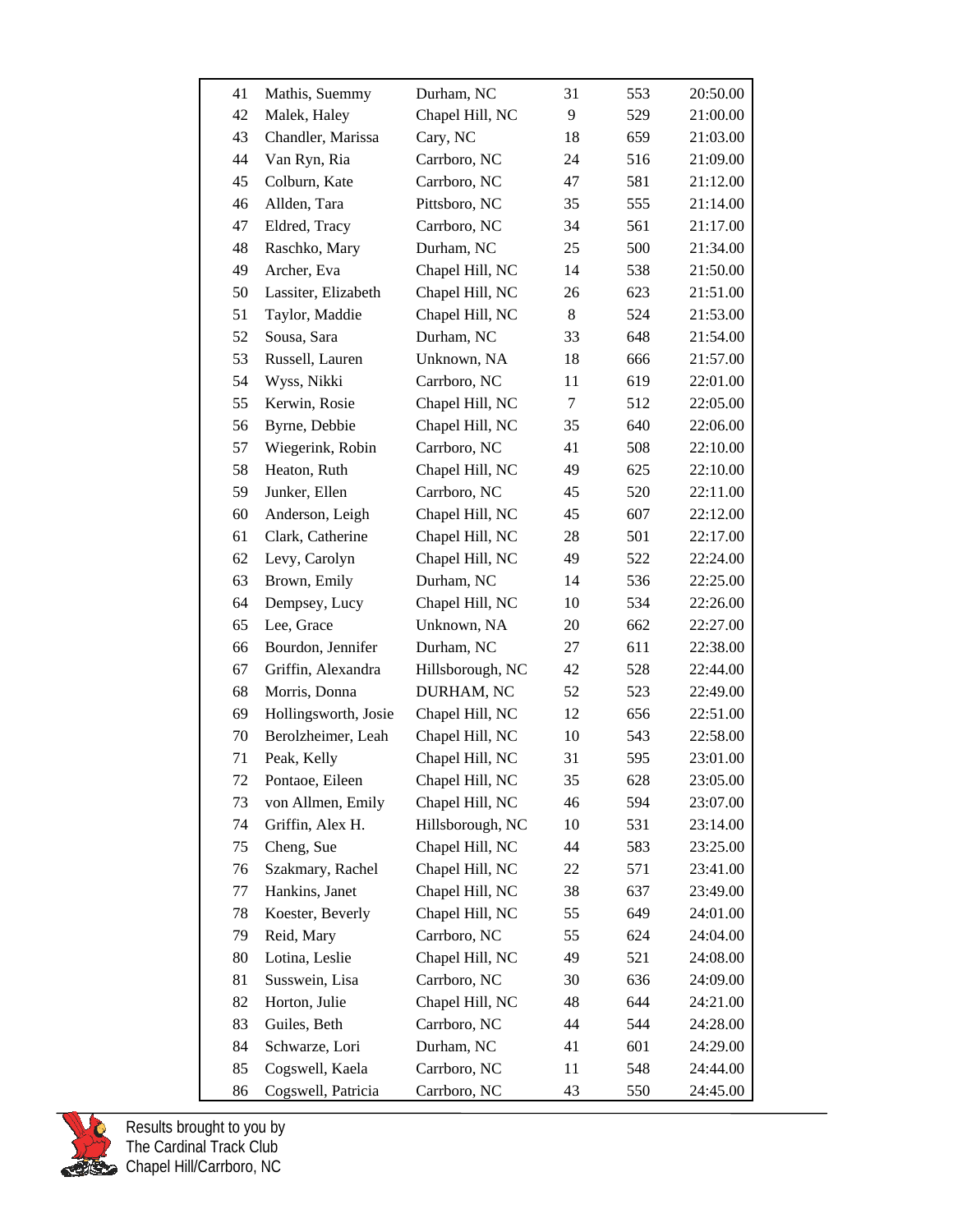| | | | | | |
|---|---|---|---|---|---|
| 41 | Mathis, Suemmy | Durham, NC | 31 | 553 | 20:50.00 |
| 42 | Malek, Haley | Chapel Hill, NC | 9 | 529 | 21:00.00 |
| 43 | Chandler, Marissa | Cary, NC | 18 | 659 | 21:03.00 |
| 44 | Van Ryn, Ria | Carrboro, NC | 24 | 516 | 21:09.00 |
| 45 | Colburn, Kate | Carrboro, NC | 47 | 581 | 21:12.00 |
| 46 | Allden, Tara | Pittsboro, NC | 35 | 555 | 21:14.00 |
| 47 | Eldred, Tracy | Carrboro, NC | 34 | 561 | 21:17.00 |
| 48 | Raschko, Mary | Durham, NC | 25 | 500 | 21:34.00 |
| 49 | Archer, Eva | Chapel Hill, NC | 14 | 538 | 21:50.00 |
| 50 | Lassiter, Elizabeth | Chapel Hill, NC | 26 | 623 | 21:51.00 |
| 51 | Taylor, Maddie | Chapel Hill, NC | 8 | 524 | 21:53.00 |
| 52 | Sousa, Sara | Durham, NC | 33 | 648 | 21:54.00 |
| 53 | Russell, Lauren | Unknown, NA | 18 | 666 | 21:57.00 |
| 54 | Wyss, Nikki | Carrboro, NC | 11 | 619 | 22:01.00 |
| 55 | Kerwin, Rosie | Chapel Hill, NC | 7 | 512 | 22:05.00 |
| 56 | Byrne, Debbie | Chapel Hill, NC | 35 | 640 | 22:06.00 |
| 57 | Wiegerink, Robin | Carrboro, NC | 41 | 508 | 22:10.00 |
| 58 | Heaton, Ruth | Chapel Hill, NC | 49 | 625 | 22:10.00 |
| 59 | Junker, Ellen | Carrboro, NC | 45 | 520 | 22:11.00 |
| 60 | Anderson, Leigh | Chapel Hill, NC | 45 | 607 | 22:12.00 |
| 61 | Clark, Catherine | Chapel Hill, NC | 28 | 501 | 22:17.00 |
| 62 | Levy, Carolyn | Chapel Hill, NC | 49 | 522 | 22:24.00 |
| 63 | Brown, Emily | Durham, NC | 14 | 536 | 22:25.00 |
| 64 | Dempsey, Lucy | Chapel Hill, NC | 10 | 534 | 22:26.00 |
| 65 | Lee, Grace | Unknown, NA | 20 | 662 | 22:27.00 |
| 66 | Bourdon, Jennifer | Durham, NC | 27 | 611 | 22:38.00 |
| 67 | Griffin, Alexandra | Hillsborough, NC | 42 | 528 | 22:44.00 |
| 68 | Morris, Donna | DURHAM, NC | 52 | 523 | 22:49.00 |
| 69 | Hollingsworth, Josie | Chapel Hill, NC | 12 | 656 | 22:51.00 |
| 70 | Berolzheimer, Leah | Chapel Hill, NC | 10 | 543 | 22:58.00 |
| 71 | Peak, Kelly | Chapel Hill, NC | 31 | 595 | 23:01.00 |
| 72 | Pontaoe, Eileen | Chapel Hill, NC | 35 | 628 | 23:05.00 |
| 73 | von Allmen, Emily | Chapel Hill, NC | 46 | 594 | 23:07.00 |
| 74 | Griffin, Alex H. | Hillsborough, NC | 10 | 531 | 23:14.00 |
| 75 | Cheng, Sue | Chapel Hill, NC | 44 | 583 | 23:25.00 |
| 76 | Szakmary, Rachel | Chapel Hill, NC | 22 | 571 | 23:41.00 |
| 77 | Hankins, Janet | Chapel Hill, NC | 38 | 637 | 23:49.00 |
| 78 | Koester, Beverly | Chapel Hill, NC | 55 | 649 | 24:01.00 |
| 79 | Reid, Mary | Carrboro, NC | 55 | 624 | 24:04.00 |
| 80 | Lotina, Leslie | Chapel Hill, NC | 49 | 521 | 24:08.00 |
| 81 | Susswein, Lisa | Carrboro, NC | 30 | 636 | 24:09.00 |
| 82 | Horton, Julie | Chapel Hill, NC | 48 | 644 | 24:21.00 |
| 83 | Guiles, Beth | Carrboro, NC | 44 | 544 | 24:28.00 |
| 84 | Schwarze, Lori | Durham, NC | 41 | 601 | 24:29.00 |
| 85 | Cogswell, Kaela | Carrboro, NC | 11 | 548 | 24:44.00 |
| 86 | Cogswell, Patricia | Carrboro, NC | 43 | 550 | 24:45.00 |

Results brought to you by
The Cardinal Track Club
Chapel Hill/Carrboro, NC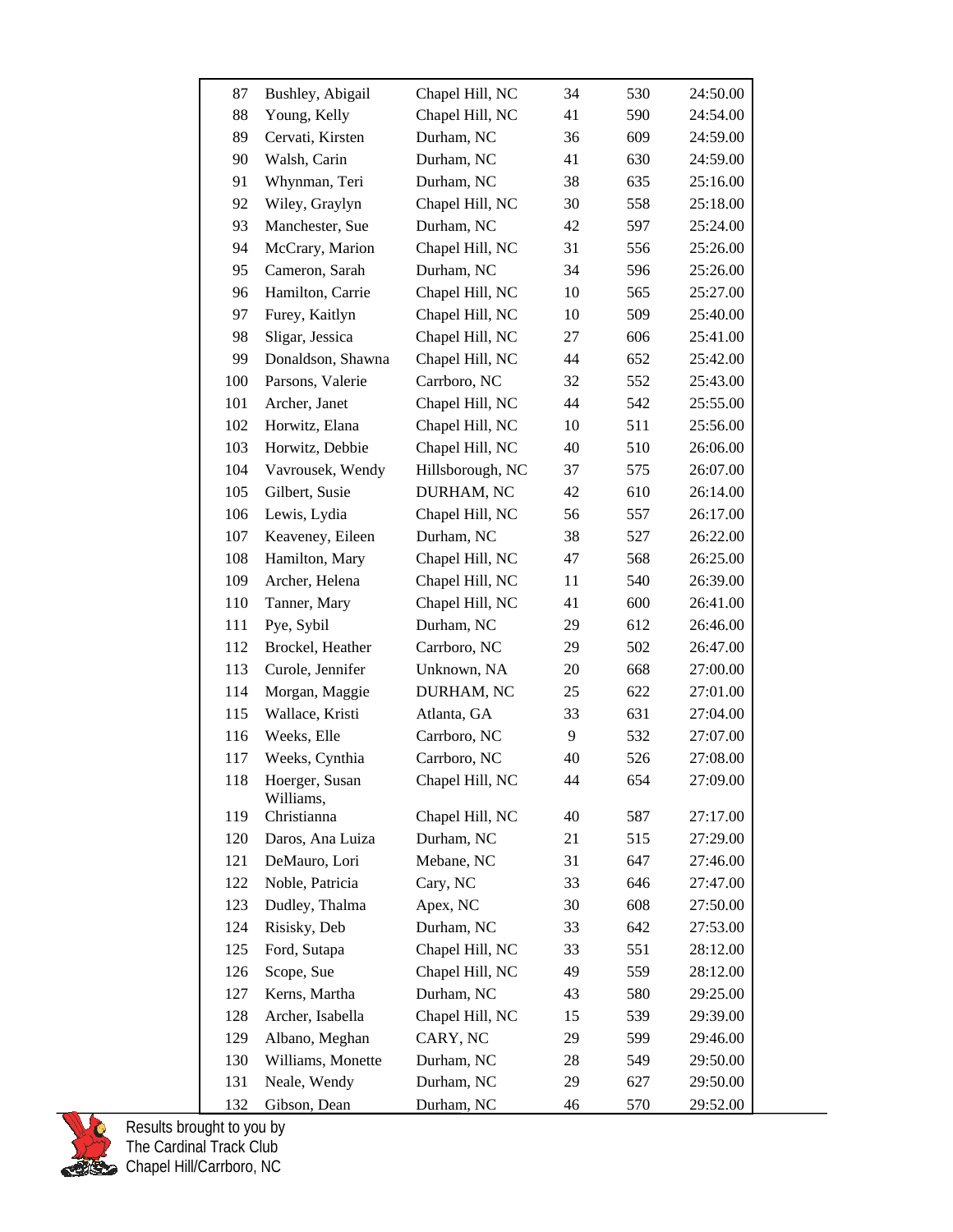| | | | | | |
|---|---|---|---|---|---|
| 87 | Bushley, Abigail | Chapel Hill, NC | 34 | 530 | 24:50.00 |
| 88 | Young, Kelly | Chapel Hill, NC | 41 | 590 | 24:54.00 |
| 89 | Cervati, Kirsten | Durham, NC | 36 | 609 | 24:59.00 |
| 90 | Walsh, Carin | Durham, NC | 41 | 630 | 24:59.00 |
| 91 | Whynman, Teri | Durham, NC | 38 | 635 | 25:16.00 |
| 92 | Wiley, Graylyn | Chapel Hill, NC | 30 | 558 | 25:18.00 |
| 93 | Manchester, Sue | Durham, NC | 42 | 597 | 25:24.00 |
| 94 | McCrary, Marion | Chapel Hill, NC | 31 | 556 | 25:26.00 |
| 95 | Cameron, Sarah | Durham, NC | 34 | 596 | 25:26.00 |
| 96 | Hamilton, Carrie | Chapel Hill, NC | 10 | 565 | 25:27.00 |
| 97 | Furey, Kaitlyn | Chapel Hill, NC | 10 | 509 | 25:40.00 |
| 98 | Sligar, Jessica | Chapel Hill, NC | 27 | 606 | 25:41.00 |
| 99 | Donaldson, Shawna | Chapel Hill, NC | 44 | 652 | 25:42.00 |
| 100 | Parsons, Valerie | Carrboro, NC | 32 | 552 | 25:43.00 |
| 101 | Archer, Janet | Chapel Hill, NC | 44 | 542 | 25:55.00 |
| 102 | Horwitz, Elana | Chapel Hill, NC | 10 | 511 | 25:56.00 |
| 103 | Horwitz, Debbie | Chapel Hill, NC | 40 | 510 | 26:06.00 |
| 104 | Vavrousek, Wendy | Hillsborough, NC | 37 | 575 | 26:07.00 |
| 105 | Gilbert, Susie | DURHAM, NC | 42 | 610 | 26:14.00 |
| 106 | Lewis, Lydia | Chapel Hill, NC | 56 | 557 | 26:17.00 |
| 107 | Keaveney, Eileen | Durham, NC | 38 | 527 | 26:22.00 |
| 108 | Hamilton, Mary | Chapel Hill, NC | 47 | 568 | 26:25.00 |
| 109 | Archer, Helena | Chapel Hill, NC | 11 | 540 | 26:39.00 |
| 110 | Tanner, Mary | Chapel Hill, NC | 41 | 600 | 26:41.00 |
| 111 | Pye, Sybil | Durham, NC | 29 | 612 | 26:46.00 |
| 112 | Brockel, Heather | Carrboro, NC | 29 | 502 | 26:47.00 |
| 113 | Curole, Jennifer | Unknown, NA | 20 | 668 | 27:00.00 |
| 114 | Morgan, Maggie | DURHAM, NC | 25 | 622 | 27:01.00 |
| 115 | Wallace, Kristi | Atlanta, GA | 33 | 631 | 27:04.00 |
| 116 | Weeks, Elle | Carrboro, NC | 9 | 532 | 27:07.00 |
| 117 | Weeks, Cynthia | Carrboro, NC | 40 | 526 | 27:08.00 |
| 118 | Hoerger, Susan | Chapel Hill, NC | 44 | 654 | 27:09.00 |
| 119 | Williams, Christianna | Chapel Hill, NC | 40 | 587 | 27:17.00 |
| 120 | Daros, Ana Luiza | Durham, NC | 21 | 515 | 27:29.00 |
| 121 | DeMauro, Lori | Mebane, NC | 31 | 647 | 27:46.00 |
| 122 | Noble, Patricia | Cary, NC | 33 | 646 | 27:47.00 |
| 123 | Dudley, Thalma | Apex, NC | 30 | 608 | 27:50.00 |
| 124 | Risisky, Deb | Durham, NC | 33 | 642 | 27:53.00 |
| 125 | Ford, Sutapa | Chapel Hill, NC | 33 | 551 | 28:12.00 |
| 126 | Scope, Sue | Chapel Hill, NC | 49 | 559 | 28:12.00 |
| 127 | Kerns, Martha | Durham, NC | 43 | 580 | 29:25.00 |
| 128 | Archer, Isabella | Chapel Hill, NC | 15 | 539 | 29:39.00 |
| 129 | Albano, Meghan | CARY, NC | 29 | 599 | 29:46.00 |
| 130 | Williams, Monette | Durham, NC | 28 | 549 | 29:50.00 |
| 131 | Neale, Wendy | Durham, NC | 29 | 627 | 29:50.00 |
| 132 | Gibson, Dean | Durham, NC | 46 | 570 | 29:52.00 |

Results brought to you by
The Cardinal Track Club
Chapel Hill/Carrboro, NC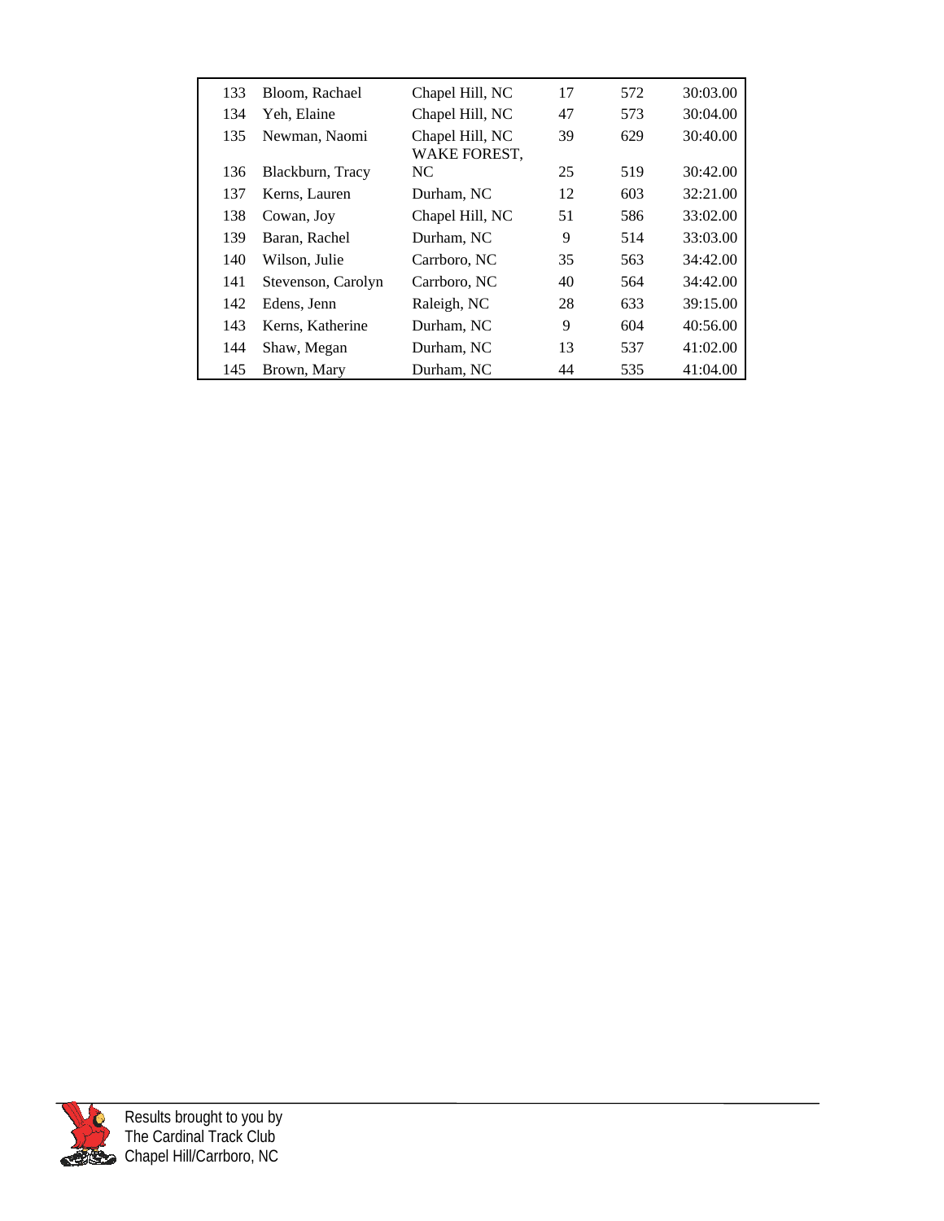| | | | | | |
|---|---|---|---|---|---|
| 133 | Bloom, Rachael | Chapel Hill, NC | 17 | 572 | 30:03.00 |
| 134 | Yeh, Elaine | Chapel Hill, NC | 47 | 573 | 30:04.00 |
| 135 | Newman, Naomi | Chapel Hill, NC | 39 | 629 | 30:40.00 |
| 136 | Blackburn, Tracy | WAKE FOREST, NC | 25 | 519 | 30:42.00 |
| 137 | Kerns, Lauren | Durham, NC | 12 | 603 | 32:21.00 |
| 138 | Cowan, Joy | Chapel Hill, NC | 51 | 586 | 33:02.00 |
| 139 | Baran, Rachel | Durham, NC | 9 | 514 | 33:03.00 |
| 140 | Wilson, Julie | Carrboro, NC | 35 | 563 | 34:42.00 |
| 141 | Stevenson, Carolyn | Carrboro, NC | 40 | 564 | 34:42.00 |
| 142 | Edens, Jenn | Raleigh, NC | 28 | 633 | 39:15.00 |
| 143 | Kerns, Katherine | Durham, NC | 9 | 604 | 40:56.00 |
| 144 | Shaw, Megan | Durham, NC | 13 | 537 | 41:02.00 |
| 145 | Brown, Mary | Durham, NC | 44 | 535 | 41:04.00 |

Results brought to you by
The Cardinal Track Club
Chapel Hill/Carrboro, NC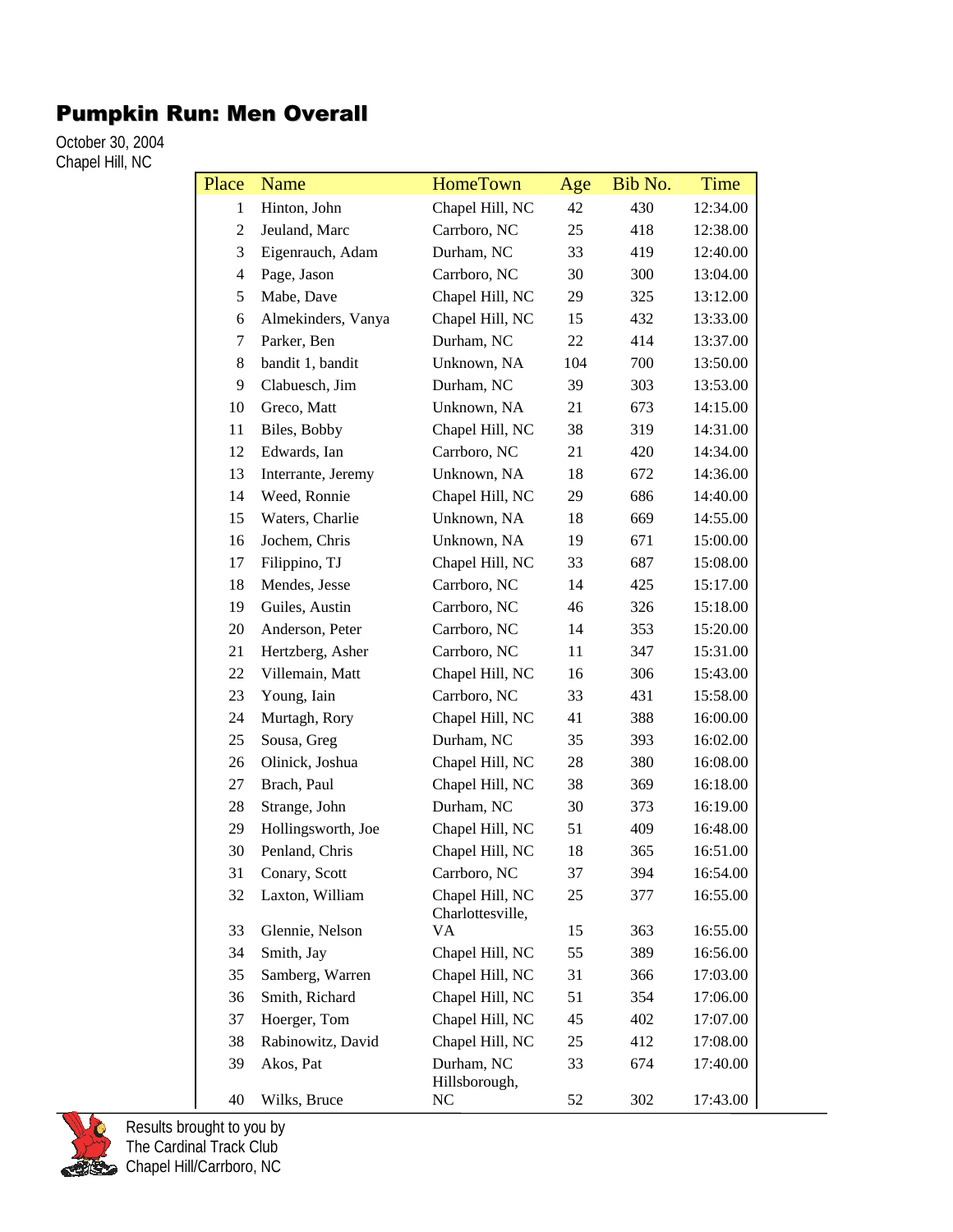# Pumpkin Run: Men Overall

October 30, 2004
Chapel Hill, NC

| Place | Name | HomeTown | Age | Bib No. | Time |
|---|---|---|---|---|---|
| 1 | Hinton, John | Chapel Hill, NC | 42 | 430 | 12:34.00 |
| 2 | Jeuland, Marc | Carrboro, NC | 25 | 418 | 12:38.00 |
| 3 | Eigenrauch, Adam | Durham, NC | 33 | 419 | 12:40.00 |
| 4 | Page, Jason | Carrboro, NC | 30 | 300 | 13:04.00 |
| 5 | Mabe, Dave | Chapel Hill, NC | 29 | 325 | 13:12.00 |
| 6 | Almekinders, Vanya | Chapel Hill, NC | 15 | 432 | 13:33.00 |
| 7 | Parker, Ben | Durham, NC | 22 | 414 | 13:37.00 |
| 8 | bandit 1, bandit | Unknown, NA | 104 | 700 | 13:50.00 |
| 9 | Clabuesch, Jim | Durham, NC | 39 | 303 | 13:53.00 |
| 10 | Greco, Matt | Unknown, NA | 21 | 673 | 14:15.00 |
| 11 | Biles, Bobby | Chapel Hill, NC | 38 | 319 | 14:31.00 |
| 12 | Edwards, Ian | Carrboro, NC | 21 | 420 | 14:34.00 |
| 13 | Interrante, Jeremy | Unknown, NA | 18 | 672 | 14:36.00 |
| 14 | Weed, Ronnie | Chapel Hill, NC | 29 | 686 | 14:40.00 |
| 15 | Waters, Charlie | Unknown, NA | 18 | 669 | 14:55.00 |
| 16 | Jochem, Chris | Unknown, NA | 19 | 671 | 15:00.00 |
| 17 | Filippino, TJ | Chapel Hill, NC | 33 | 687 | 15:08.00 |
| 18 | Mendes, Jesse | Carrboro, NC | 14 | 425 | 15:17.00 |
| 19 | Guiles, Austin | Carrboro, NC | 46 | 326 | 15:18.00 |
| 20 | Anderson, Peter | Carrboro, NC | 14 | 353 | 15:20.00 |
| 21 | Hertzberg, Asher | Carrboro, NC | 11 | 347 | 15:31.00 |
| 22 | Villemain, Matt | Chapel Hill, NC | 16 | 306 | 15:43.00 |
| 23 | Young, Iain | Carrboro, NC | 33 | 431 | 15:58.00 |
| 24 | Murtagh, Rory | Chapel Hill, NC | 41 | 388 | 16:00.00 |
| 25 | Sousa, Greg | Durham, NC | 35 | 393 | 16:02.00 |
| 26 | Olinick, Joshua | Chapel Hill, NC | 28 | 380 | 16:08.00 |
| 27 | Brach, Paul | Chapel Hill, NC | 38 | 369 | 16:18.00 |
| 28 | Strange, John | Durham, NC | 30 | 373 | 16:19.00 |
| 29 | Hollingsworth, Joe | Chapel Hill, NC | 51 | 409 | 16:48.00 |
| 30 | Penland, Chris | Chapel Hill, NC | 18 | 365 | 16:51.00 |
| 31 | Conary, Scott | Carrboro, NC | 37 | 394 | 16:54.00 |
| 32 | Laxton, William | Chapel Hill, NC | 25 | 377 | 16:55.00 |
| 33 | Glennie, Nelson | Charlottesville, VA | 15 | 363 | 16:55.00 |
| 34 | Smith, Jay | Chapel Hill, NC | 55 | 389 | 16:56.00 |
| 35 | Samberg, Warren | Chapel Hill, NC | 31 | 366 | 17:03.00 |
| 36 | Smith, Richard | Chapel Hill, NC | 51 | 354 | 17:06.00 |
| 37 | Hoerger, Tom | Chapel Hill, NC | 45 | 402 | 17:07.00 |
| 38 | Rabinowitz, David | Chapel Hill, NC | 25 | 412 | 17:08.00 |
| 39 | Akos, Pat | Durham, NC | 33 | 674 | 17:40.00 |
| 40 | Wilks, Bruce | Hillsborough, NC | 52 | 302 | 17:43.00 |

Results brought to you by
The Cardinal Track Club
Chapel Hill/Carrboro, NC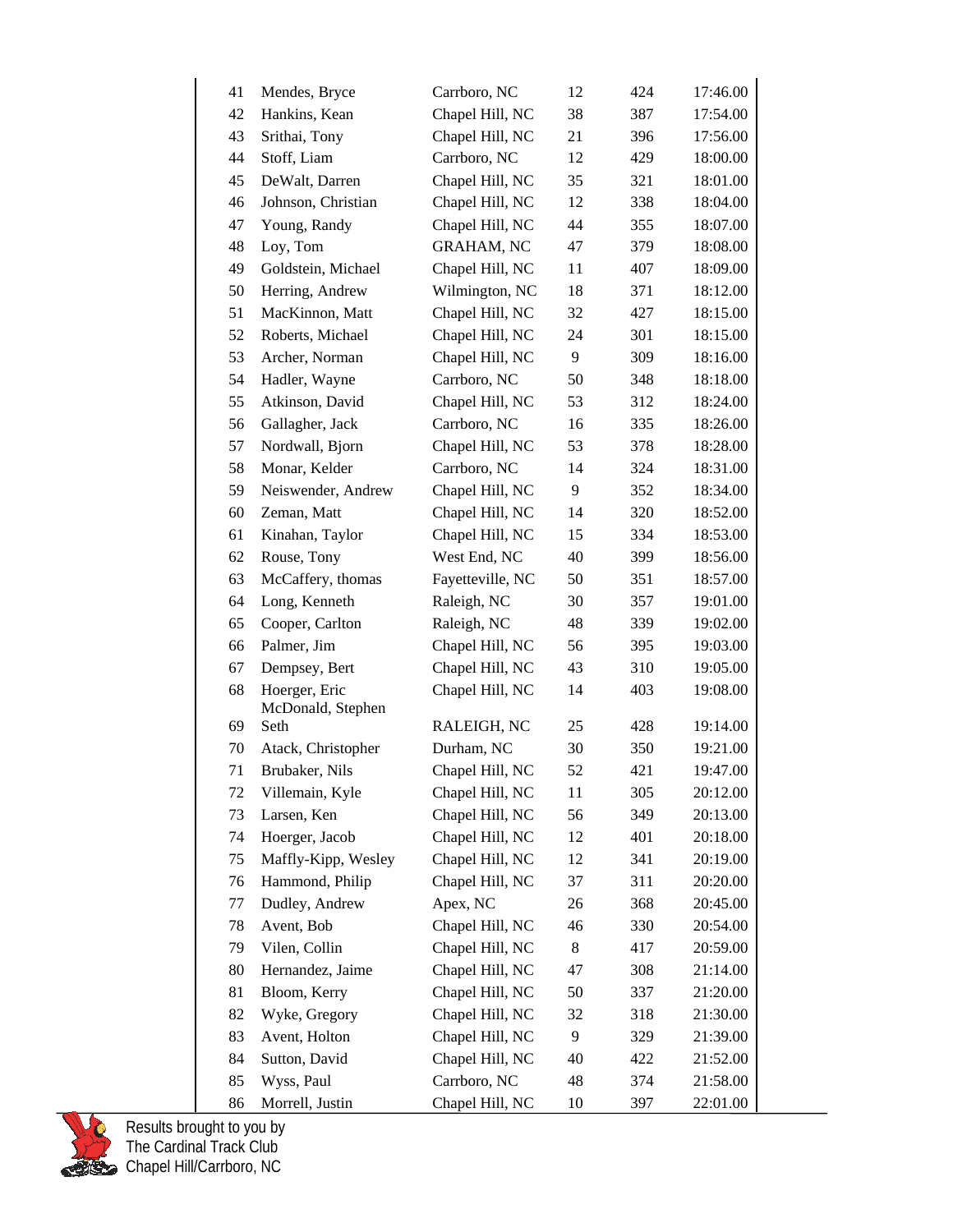| 41 | Mendes, Bryce | Carrboro, NC | 12 | 424 | 17:46.00 |
|---|---|---|---|---|---|
| 42 | Hankins, Kean | Chapel Hill, NC | 38 | 387 | 17:54.00 |
| 43 | Srithai, Tony | Chapel Hill, NC | 21 | 396 | 17:56.00 |
| 44 | Stoff, Liam | Carrboro, NC | 12 | 429 | 18:00.00 |
| 45 | DeWalt, Darren | Chapel Hill, NC | 35 | 321 | 18:01.00 |
| 46 | Johnson, Christian | Chapel Hill, NC | 12 | 338 | 18:04.00 |
| 47 | Young, Randy | Chapel Hill, NC | 44 | 355 | 18:07.00 |
| 48 | Loy, Tom | GRAHAM, NC | 47 | 379 | 18:08.00 |
| 49 | Goldstein, Michael | Chapel Hill, NC | 11 | 407 | 18:09.00 |
| 50 | Herring, Andrew | Wilmington, NC | 18 | 371 | 18:12.00 |
| 51 | MacKinnon, Matt | Chapel Hill, NC | 32 | 427 | 18:15.00 |
| 52 | Roberts, Michael | Chapel Hill, NC | 24 | 301 | 18:15.00 |
| 53 | Archer, Norman | Chapel Hill, NC | 9 | 309 | 18:16.00 |
| 54 | Hadler, Wayne | Carrboro, NC | 50 | 348 | 18:18.00 |
| 55 | Atkinson, David | Chapel Hill, NC | 53 | 312 | 18:24.00 |
| 56 | Gallagher, Jack | Carrboro, NC | 16 | 335 | 18:26.00 |
| 57 | Nordwall, Bjorn | Chapel Hill, NC | 53 | 378 | 18:28.00 |
| 58 | Monar, Kelder | Carrboro, NC | 14 | 324 | 18:31.00 |
| 59 | Neiswender, Andrew | Chapel Hill, NC | 9 | 352 | 18:34.00 |
| 60 | Zeman, Matt | Chapel Hill, NC | 14 | 320 | 18:52.00 |
| 61 | Kinahan, Taylor | Chapel Hill, NC | 15 | 334 | 18:53.00 |
| 62 | Rouse, Tony | West End, NC | 40 | 399 | 18:56.00 |
| 63 | McCaffery, thomas | Fayetteville, NC | 50 | 351 | 18:57.00 |
| 64 | Long, Kenneth | Raleigh, NC | 30 | 357 | 19:01.00 |
| 65 | Cooper, Carlton | Raleigh, NC | 48 | 339 | 19:02.00 |
| 66 | Palmer, Jim | Chapel Hill, NC | 56 | 395 | 19:03.00 |
| 67 | Dempsey, Bert | Chapel Hill, NC | 43 | 310 | 19:05.00 |
| 68 | Hoerger, Eric | Chapel Hill, NC | 14 | 403 | 19:08.00 |
| 69 | McDonald, Stephen Seth | RALEIGH, NC | 25 | 428 | 19:14.00 |
| 70 | Atack, Christopher | Durham, NC | 30 | 350 | 19:21.00 |
| 71 | Brubaker, Nils | Chapel Hill, NC | 52 | 421 | 19:47.00 |
| 72 | Villemain, Kyle | Chapel Hill, NC | 11 | 305 | 20:12.00 |
| 73 | Larsen, Ken | Chapel Hill, NC | 56 | 349 | 20:13.00 |
| 74 | Hoerger, Jacob | Chapel Hill, NC | 12 | 401 | 20:18.00 |
| 75 | Maffly-Kipp, Wesley | Chapel Hill, NC | 12 | 341 | 20:19.00 |
| 76 | Hammond, Philip | Chapel Hill, NC | 37 | 311 | 20:20.00 |
| 77 | Dudley, Andrew | Apex, NC | 26 | 368 | 20:45.00 |
| 78 | Avent, Bob | Chapel Hill, NC | 46 | 330 | 20:54.00 |
| 79 | Vilen, Collin | Chapel Hill, NC | 8 | 417 | 20:59.00 |
| 80 | Hernandez, Jaime | Chapel Hill, NC | 47 | 308 | 21:14.00 |
| 81 | Bloom, Kerry | Chapel Hill, NC | 50 | 337 | 21:20.00 |
| 82 | Wyke, Gregory | Chapel Hill, NC | 32 | 318 | 21:30.00 |
| 83 | Avent, Holton | Chapel Hill, NC | 9 | 329 | 21:39.00 |
| 84 | Sutton, David | Chapel Hill, NC | 40 | 422 | 21:52.00 |
| 85 | Wyss, Paul | Carrboro, NC | 48 | 374 | 21:58.00 |
| 86 | Morrell, Justin | Chapel Hill, NC | 10 | 397 | 22:01.00 |

Results brought to you by
The Cardinal Track Club
Chapel Hill/Carrboro, NC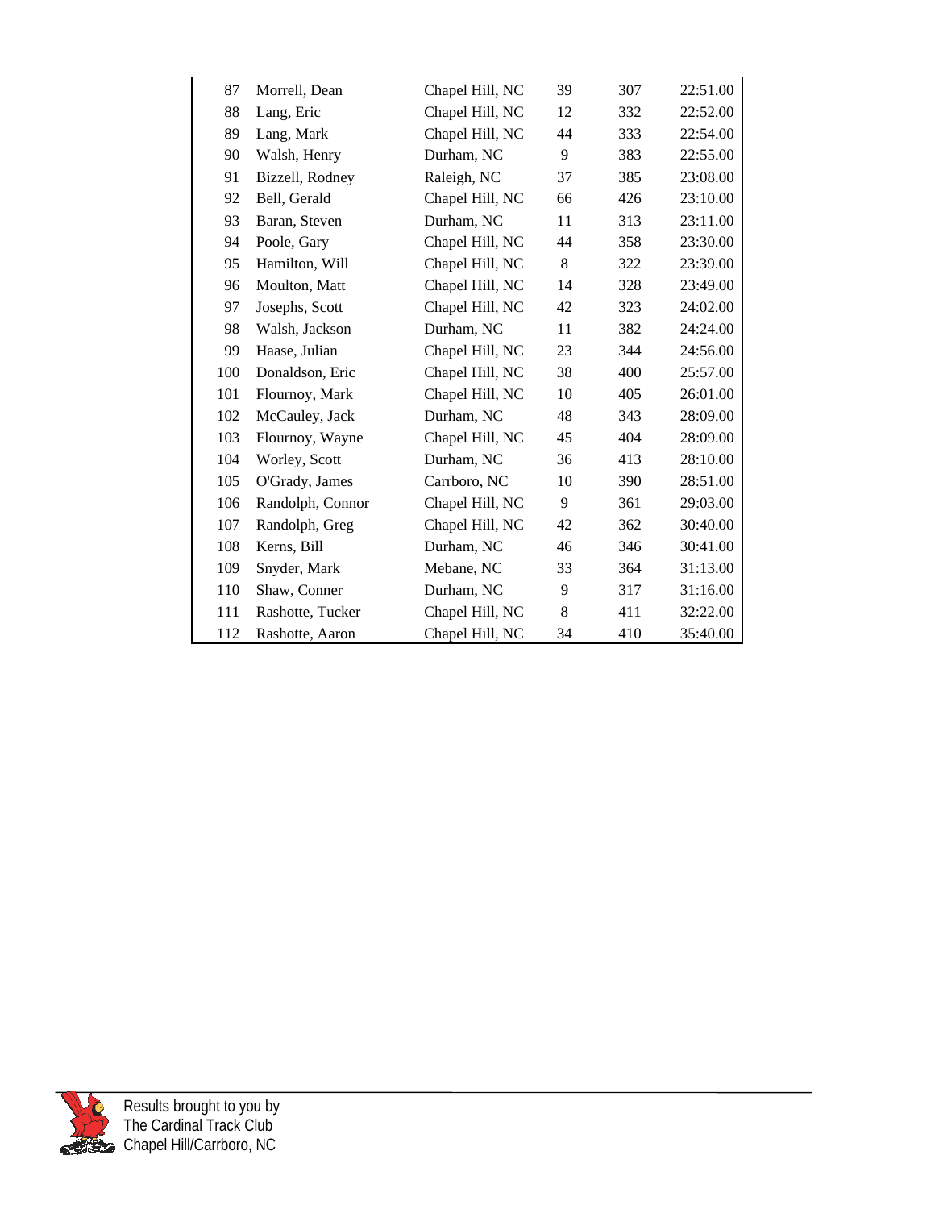| | | | | | |
|---|---|---|---|---|---|
| 87 | Morrell, Dean | Chapel Hill, NC | 39 | 307 | 22:51.00 |
| 88 | Lang, Eric | Chapel Hill, NC | 12 | 332 | 22:52.00 |
| 89 | Lang, Mark | Chapel Hill, NC | 44 | 333 | 22:54.00 |
| 90 | Walsh, Henry | Durham, NC | 9 | 383 | 22:55.00 |
| 91 | Bizzell, Rodney | Raleigh, NC | 37 | 385 | 23:08.00 |
| 92 | Bell, Gerald | Chapel Hill, NC | 66 | 426 | 23:10.00 |
| 93 | Baran, Steven | Durham, NC | 11 | 313 | 23:11.00 |
| 94 | Poole, Gary | Chapel Hill, NC | 44 | 358 | 23:30.00 |
| 95 | Hamilton, Will | Chapel Hill, NC | 8 | 322 | 23:39.00 |
| 96 | Moulton, Matt | Chapel Hill, NC | 14 | 328 | 23:49.00 |
| 97 | Josephs, Scott | Chapel Hill, NC | 42 | 323 | 24:02.00 |
| 98 | Walsh, Jackson | Durham, NC | 11 | 382 | 24:24.00 |
| 99 | Haase, Julian | Chapel Hill, NC | 23 | 344 | 24:56.00 |
| 100 | Donaldson, Eric | Chapel Hill, NC | 38 | 400 | 25:57.00 |
| 101 | Flournoy, Mark | Chapel Hill, NC | 10 | 405 | 26:01.00 |
| 102 | McCauley, Jack | Durham, NC | 48 | 343 | 28:09.00 |
| 103 | Flournoy, Wayne | Chapel Hill, NC | 45 | 404 | 28:09.00 |
| 104 | Worley, Scott | Durham, NC | 36 | 413 | 28:10.00 |
| 105 | O'Grady, James | Carrboro, NC | 10 | 390 | 28:51.00 |
| 106 | Randolph, Connor | Chapel Hill, NC | 9 | 361 | 29:03.00 |
| 107 | Randolph, Greg | Chapel Hill, NC | 42 | 362 | 30:40.00 |
| 108 | Kerns, Bill | Durham, NC | 46 | 346 | 30:41.00 |
| 109 | Snyder, Mark | Mebane, NC | 33 | 364 | 31:13.00 |
| 110 | Shaw, Conner | Durham, NC | 9 | 317 | 31:16.00 |
| 111 | Rashotte, Tucker | Chapel Hill, NC | 8 | 411 | 32:22.00 |
| 112 | Rashotte, Aaron | Chapel Hill, NC | 34 | 410 | 35:40.00 |